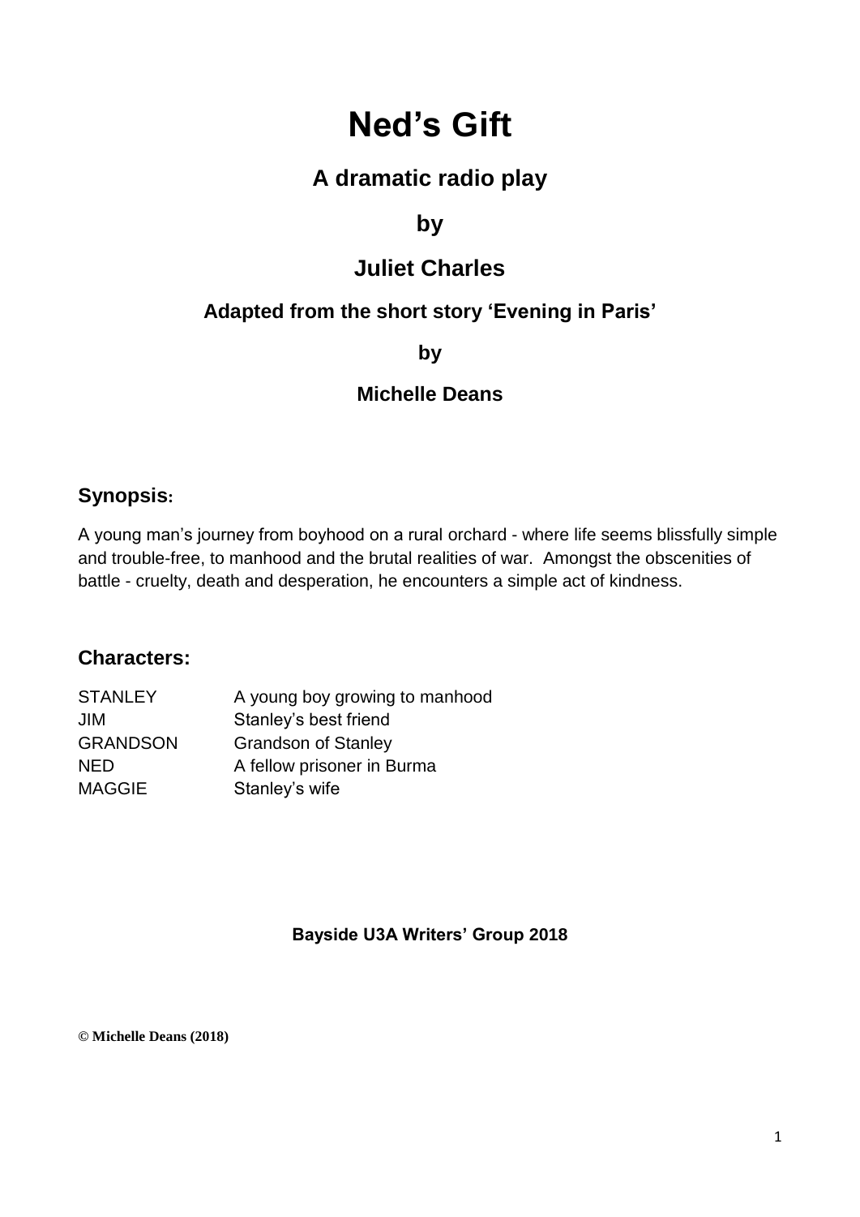# Ned's Gift

## A dramatic radio play

### by

### Juliet Charles

### Adapted from the short story 'Evening in Paris'

### by

### Michelle Deans

## Synopsis:

A young man's journey from boyhood on a rural orchard - where life seems blissfully simple and trouble-free, to manhood and the brutal realities of war. Amongst the obscenities of battle - cruelty, death and desperation, he encounters a simple act of kindness.

## Characters:

| | |
|---|---|
| STANLEY | A young boy growing to manhood |
| JIM | Stanley's best friend |
| GRANDSON | Grandson of Stanley |
| NED | A fellow prisoner in Burma |
| MAGGIE | Stanley's wife |

**Bayside U3A Writers' Group 2018**

**© Michelle Deans (2018)**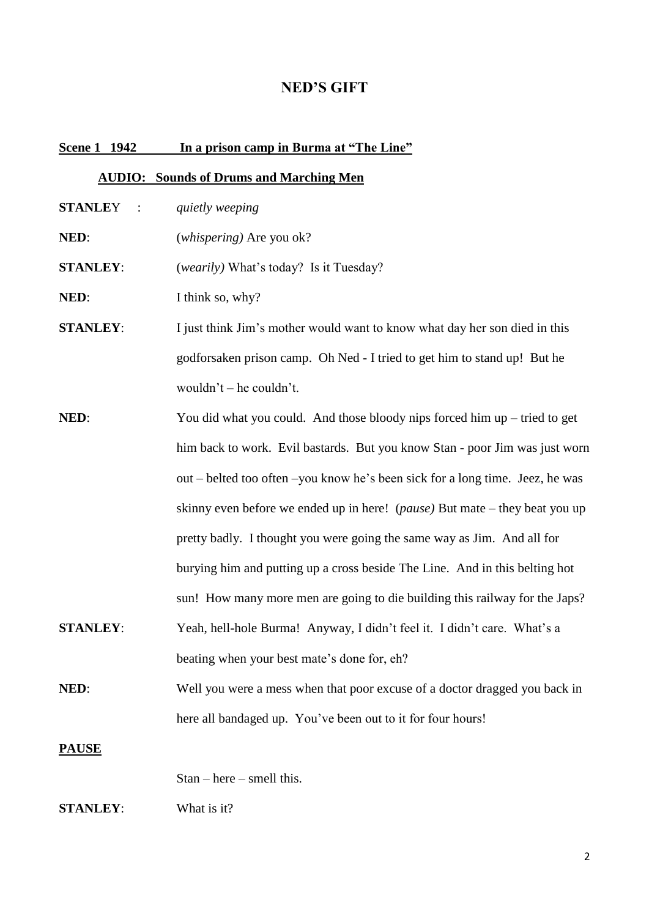# NED'S GIFT

**Scene 1 1942 In a prison camp in Burma at "The Line"**

**AUDIO: Sounds of Drums and Marching Men**

**STANLEY** : *quietly weeping*

**NED**: (*whispering)* Are you ok?

**STANLEY**: (*wearily)* What's today? Is it Tuesday?

**NED**: I think so, why?

**STANLEY**: I just think Jim's mother would want to know what day her son died in this godforsaken prison camp. Oh Ned - I tried to get him to stand up! But he wouldn't – he couldn't.

**NED**: You did what you could. And those bloody nips forced him up – tried to get him back to work. Evil bastards. But you know Stan - poor Jim was just worn out – belted too often –you know he's been sick for a long time. Jeez, he was skinny even before we ended up in here! (*pause)* But mate – they beat you up pretty badly. I thought you were going the same way as Jim. And all for burying him and putting up a cross beside The Line. And in this belting hot sun! How many more men are going to die building this railway for the Japs?

**STANLEY**: Yeah, hell-hole Burma! Anyway, I didn't feel it. I didn't care. What's a beating when your best mate's done for, eh?

**NED**: Well you were a mess when that poor excuse of a doctor dragged you back in here all bandaged up. You've been out to it for four hours!

**PAUSE**

Stan – here – smell this.

**STANLEY**: What is it?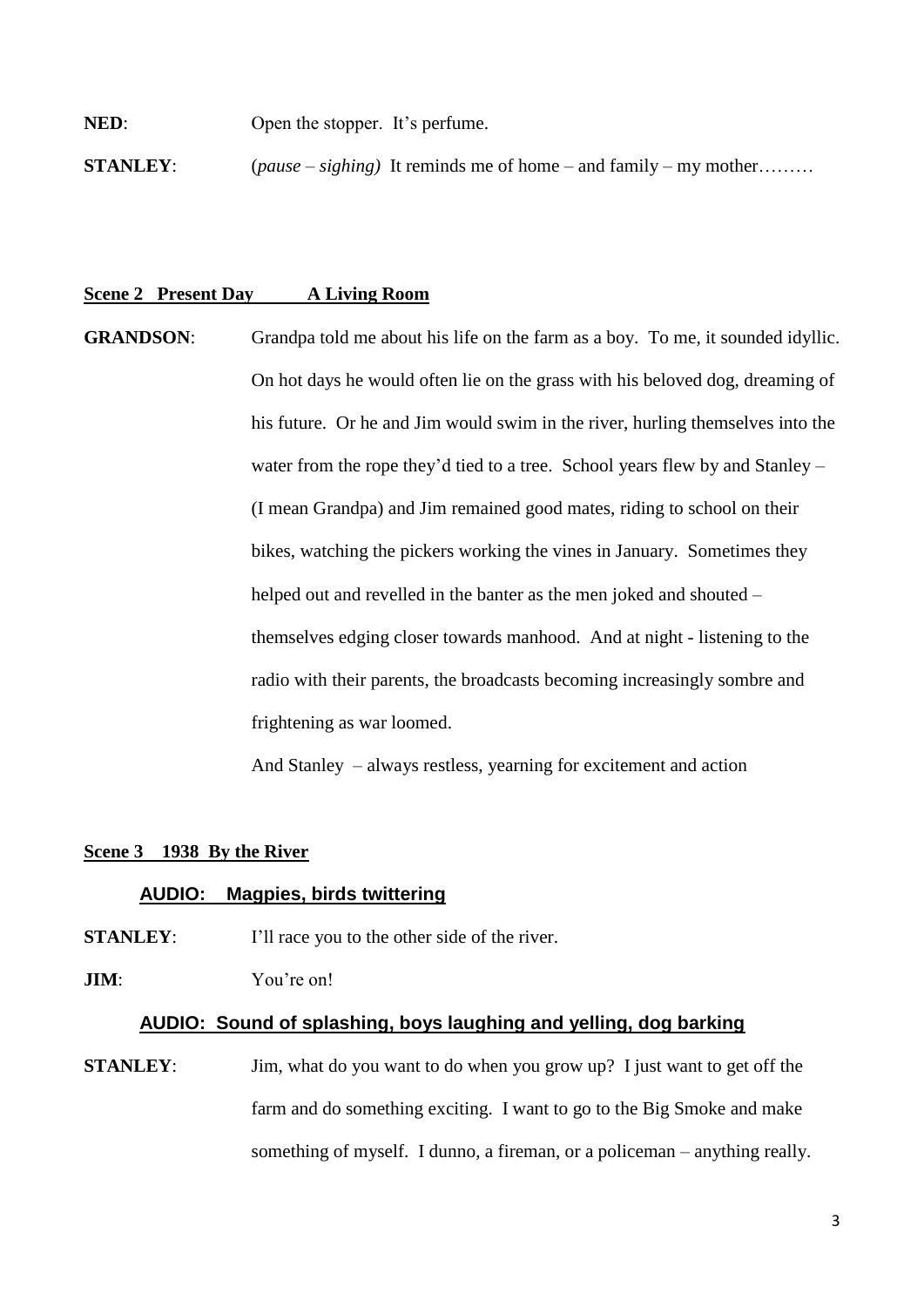**NED**: Open the stopper. It's perfume.

**STANLEY**: (*pause – sighing)* It reminds me of home – and family – my mother………

## Scene 2 Present Day A Living Room

**GRANDSON**: Grandpa told me about his life on the farm as a boy. To me, it sounded idyllic. On hot days he would often lie on the grass with his beloved dog, dreaming of his future. Or he and Jim would swim in the river, hurling themselves into the water from the rope they'd tied to a tree. School years flew by and Stanley – (I mean Grandpa) and Jim remained good mates, riding to school on their bikes, watching the pickers working the vines in January. Sometimes they helped out and revelled in the banter as the men joked and shouted – themselves edging closer towards manhood. And at night - listening to the radio with their parents, the broadcasts becoming increasingly sombre and frightening as war loomed.

And Stanley – always restless, yearning for excitement and action

## Scene 3 1938 By the River

**AUDIO: Magpies, birds twittering**

**STANLEY**: I'll race you to the other side of the river.

**JIM**: You're on!

**AUDIO: Sound of splashing, boys laughing and yelling, dog barking**

**STANLEY**: Jim, what do you want to do when you grow up? I just want to get off the farm and do something exciting. I want to go to the Big Smoke and make something of myself. I dunno, a fireman, or a policeman – anything really.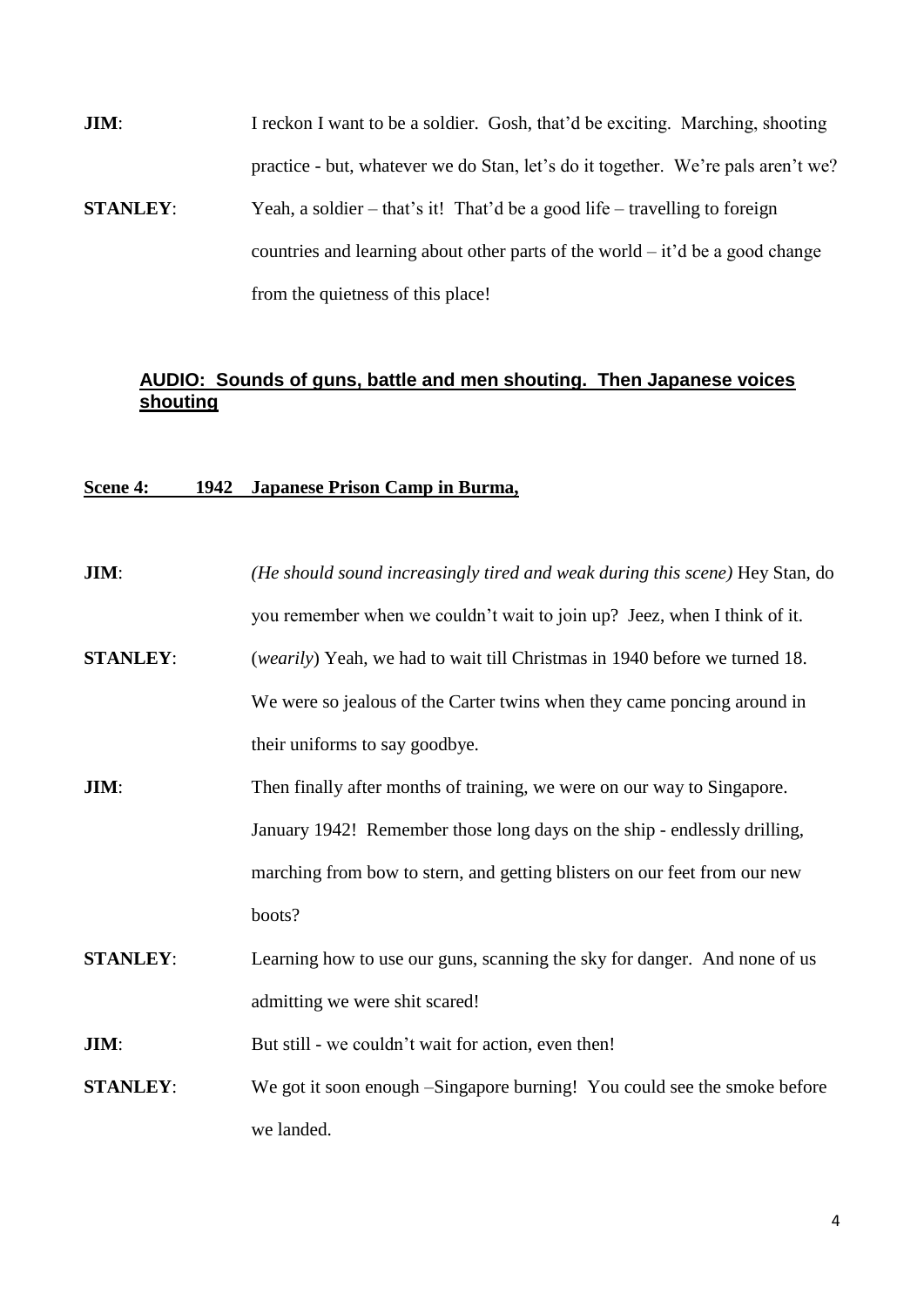**JIM**: I reckon I want to be a soldier. Gosh, that'd be exciting. Marching, shooting practice - but, whatever we do Stan, let's do it together. We're pals aren't we?

**STANLEY**: Yeah, a soldier – that's it! That'd be a good life – travelling to foreign countries and learning about other parts of the world – it'd be a good change from the quietness of this place!

**AUDIO: Sounds of guns, battle and men shouting. Then Japanese voices shouting**

**Scene 4: 1942 Japanese Prison Camp in Burma,**

**JIM**: *(He should sound increasingly tired and weak during this scene)* Hey Stan, do you remember when we couldn't wait to join up? Jeez, when I think of it.

**STANLEY**: (*wearily*) Yeah, we had to wait till Christmas in 1940 before we turned 18. We were so jealous of the Carter twins when they came poncing around in their uniforms to say goodbye.

**JIM**: Then finally after months of training, we were on our way to Singapore. January 1942! Remember those long days on the ship - endlessly drilling, marching from bow to stern, and getting blisters on our feet from our new boots?

**STANLEY**: Learning how to use our guns, scanning the sky for danger. And none of us admitting we were shit scared!

**JIM**: But still - we couldn't wait for action, even then!

**STANLEY**: We got it soon enough –Singapore burning! You could see the smoke before we landed.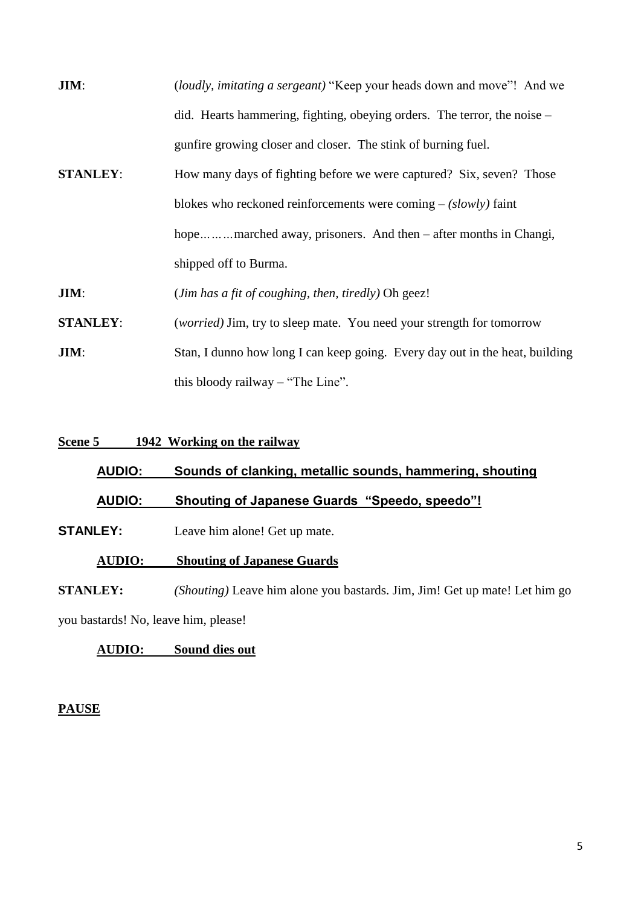**JIM**: (*loudly, imitating a sergeant)* "Keep your heads down and move"! And we did. Hearts hammering, fighting, obeying orders. The terror, the noise – gunfire growing closer and closer. The stink of burning fuel.

**STANLEY**: How many days of fighting before we were captured? Six, seven? Those blokes who reckoned reinforcements were coming – *(slowly)* faint hope………marched away, prisoners. And then – after months in Changi, shipped off to Burma.

**JIM**: (*Jim has a fit of coughing, then, tiredly)* Oh geez!

**STANLEY**: (*worried)* Jim, try to sleep mate. You need your strength for tomorrow

**JIM**: Stan, I dunno how long I can keep going. Every day out in the heat, building this bloody railway – "The Line".

**Scene 5 1942 Working on the railway**

**AUDIO: Sounds of clanking, metallic sounds, hammering, shouting**

**AUDIO: Shouting of Japanese Guards "Speedo, speedo"!**

**STANLEY:** Leave him alone! Get up mate.

**AUDIO: Shouting of Japanese Guards**

**STANLEY:** *(Shouting)* Leave him alone you bastards. Jim, Jim! Get up mate! Let him go you bastards! No, leave him, please!

**AUDIO: Sound dies out**

**PAUSE**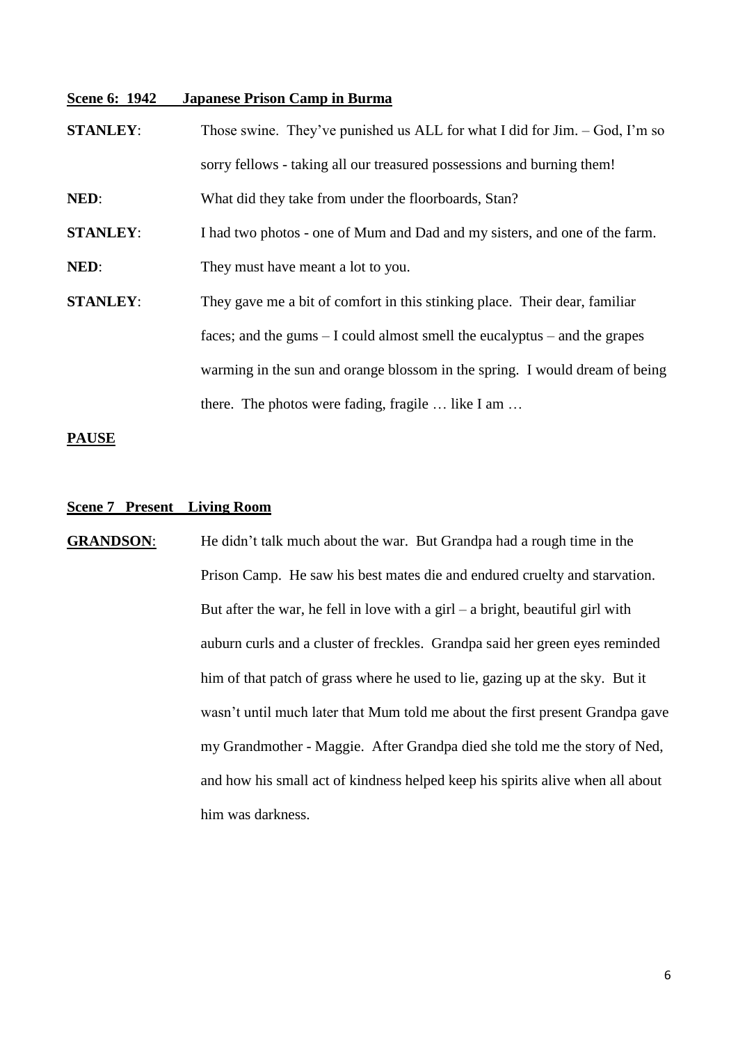**Scene 6: 1942 Japanese Prison Camp in Burma**

**STANLEY**: Those swine. They've punished us ALL for what I did for Jim. – God, I'm so sorry fellows - taking all our treasured possessions and burning them!

**NED**: What did they take from under the floorboards, Stan?

**STANLEY**: I had two photos - one of Mum and Dad and my sisters, and one of the farm.

**NED**: They must have meant a lot to you.

**STANLEY**: They gave me a bit of comfort in this stinking place. Their dear, familiar faces; and the gums – I could almost smell the eucalyptus – and the grapes warming in the sun and orange blossom in the spring. I would dream of being there. The photos were fading, fragile … like I am …

**PAUSE**

**Scene 7 Present Living Room**

**GRANDSON**: He didn't talk much about the war. But Grandpa had a rough time in the Prison Camp. He saw his best mates die and endured cruelty and starvation. But after the war, he fell in love with a girl – a bright, beautiful girl with auburn curls and a cluster of freckles. Grandpa said her green eyes reminded him of that patch of grass where he used to lie, gazing up at the sky. But it wasn't until much later that Mum told me about the first present Grandpa gave my Grandmother - Maggie. After Grandpa died she told me the story of Ned, and how his small act of kindness helped keep his spirits alive when all about him was darkness.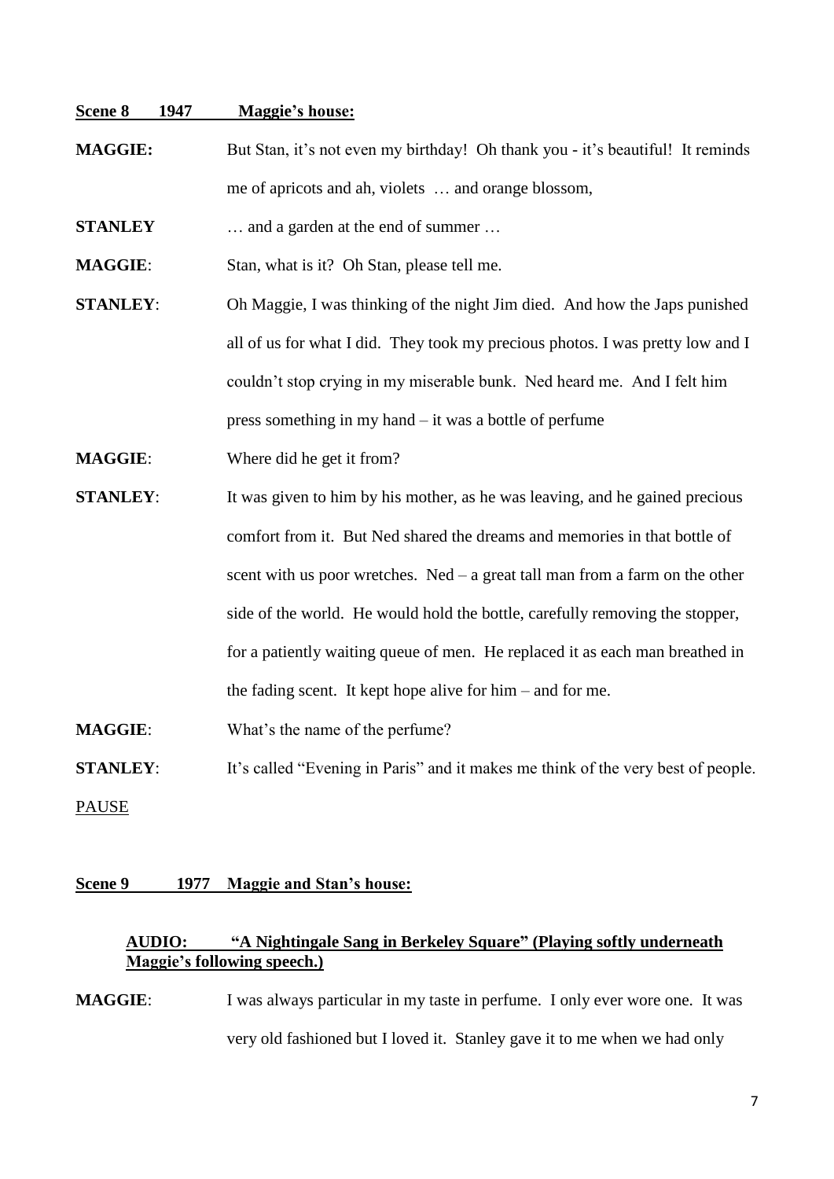**<u>Scene 8 1947 Maggie's house:</u>**

**MAGGIE:** But Stan, it's not even my birthday! Oh thank you - it's beautiful! It reminds me of apricots and ah, violets … and orange blossom,

**STANLEY** … and a garden at the end of summer …

**MAGGIE**: Stan, what is it? Oh Stan, please tell me.

**STANLEY**: Oh Maggie, I was thinking of the night Jim died. And how the Japs punished all of us for what I did. They took my precious photos. I was pretty low and I couldn't stop crying in my miserable bunk. Ned heard me. And I felt him press something in my hand – it was a bottle of perfume

**MAGGIE**: Where did he get it from?

**STANLEY**: It was given to him by his mother, as he was leaving, and he gained precious comfort from it. But Ned shared the dreams and memories in that bottle of scent with us poor wretches. Ned – a great tall man from a farm on the other side of the world. He would hold the bottle, carefully removing the stopper, for a patiently waiting queue of men. He replaced it as each man breathed in the fading scent. It kept hope alive for him – and for me.

**MAGGIE**: What's the name of the perfume?

**STANLEY**: It's called "Evening in Paris" and it makes me think of the very best of people.

<u>PAUSE</u>

**<u>Scene 9 1977 Maggie and Stan's house:</u>**

**<u>AUDIO: "A Nightingale Sang in Berkeley Square" (Playing softly underneath Maggie's following speech.)</u>**

**MAGGIE**: I was always particular in my taste in perfume. I only ever wore one. It was very old fashioned but I loved it. Stanley gave it to me when we had only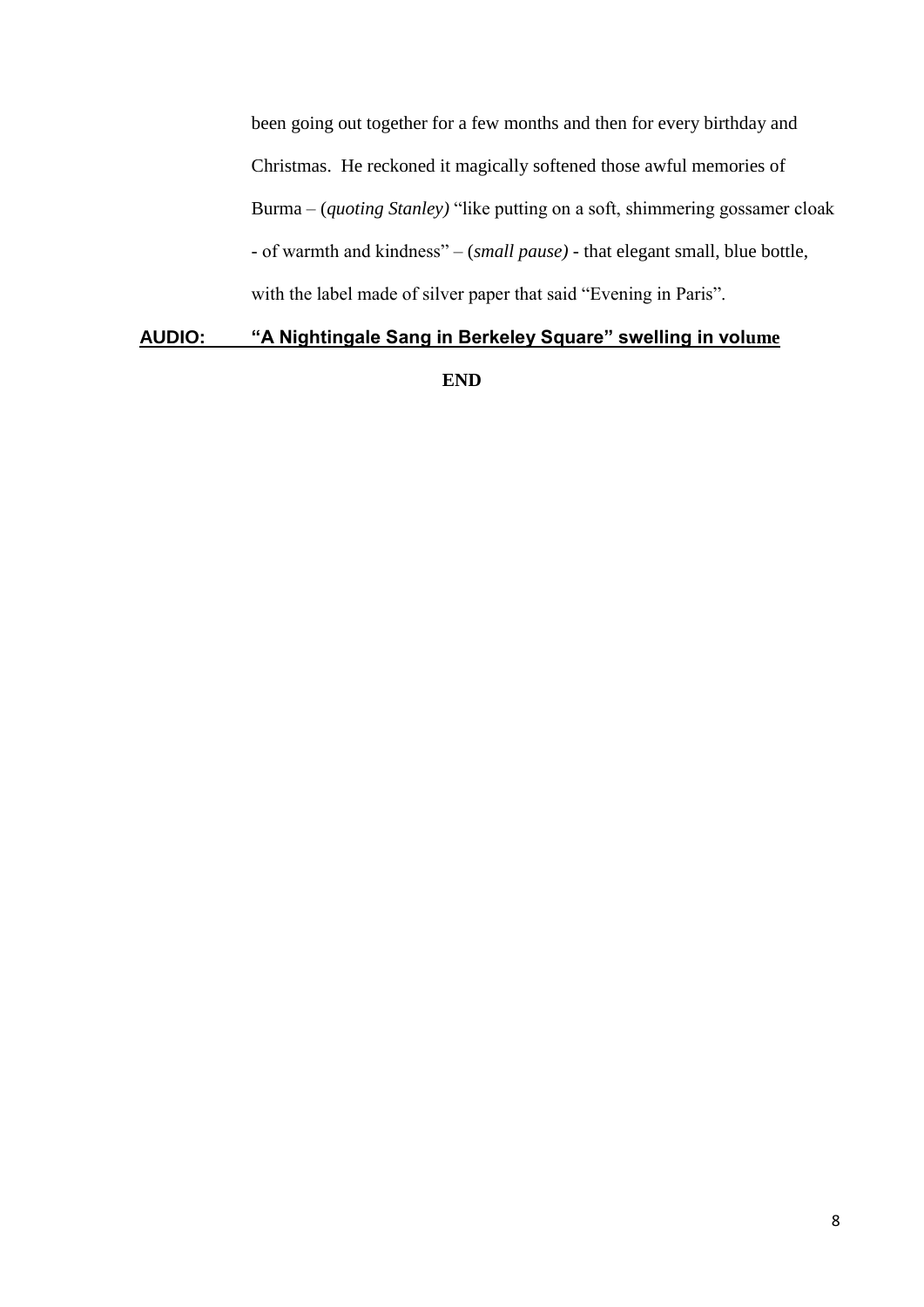been going out together for a few months and then for every birthday and Christmas. He reckoned it magically softened those awful memories of Burma – (*quoting Stanley)* "like putting on a soft, shimmering gossamer cloak - of warmth and kindness" – (*small pause)* - that elegant small, blue bottle, with the label made of silver paper that said "Evening in Paris".

**<u>AUDIO: "A Nightingale Sang in Berkeley Square" swelling in volume</u>**

**END**